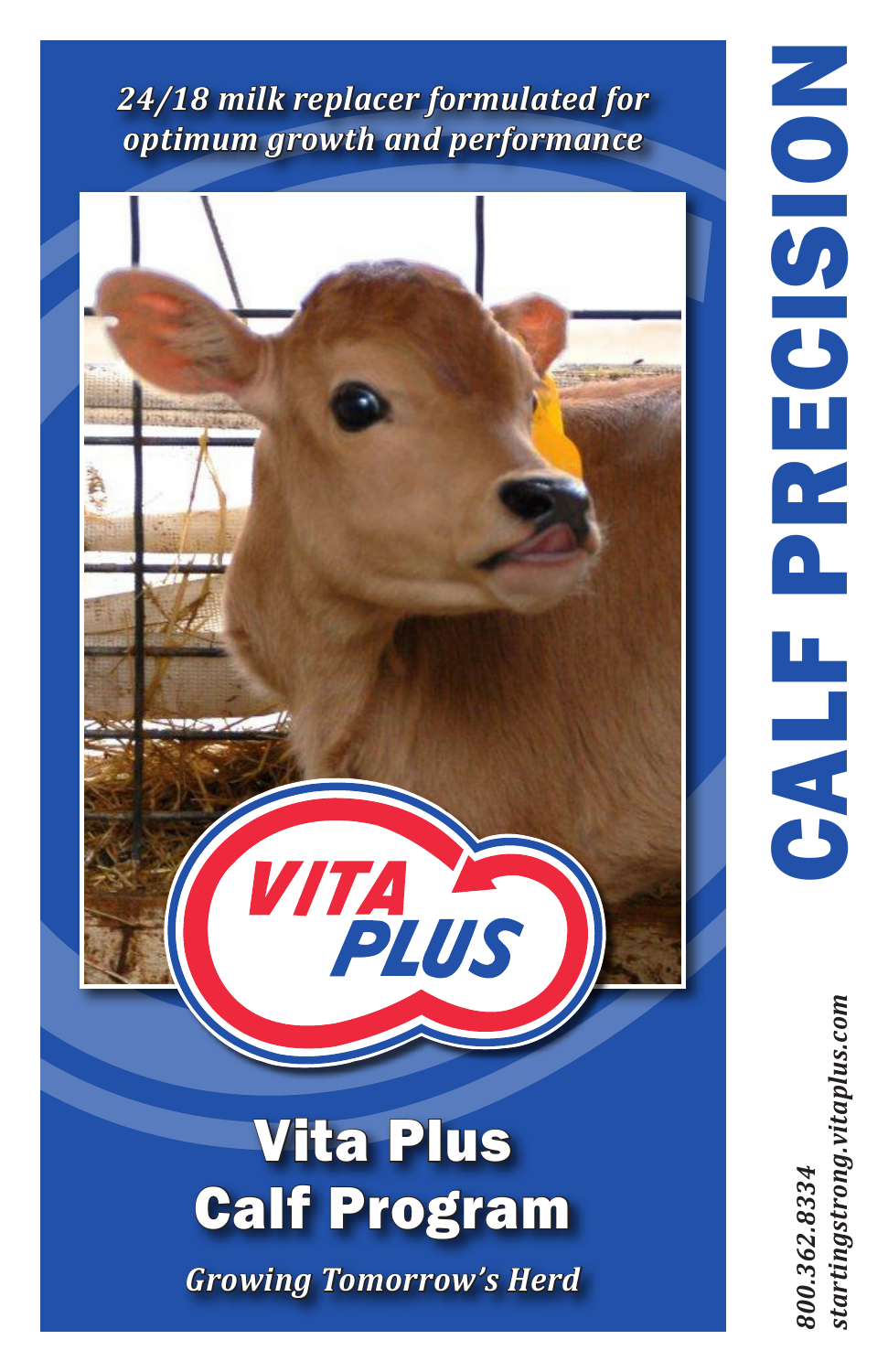# CALF PRECISION

*24/18 milk replacer formulated for optimum growth and performance*

VITA PLUS

## Vita Plus Calf Program

*Growing Tomorrow's Herd*

*800.362.8334*
*startingstrong.vitaplus.com*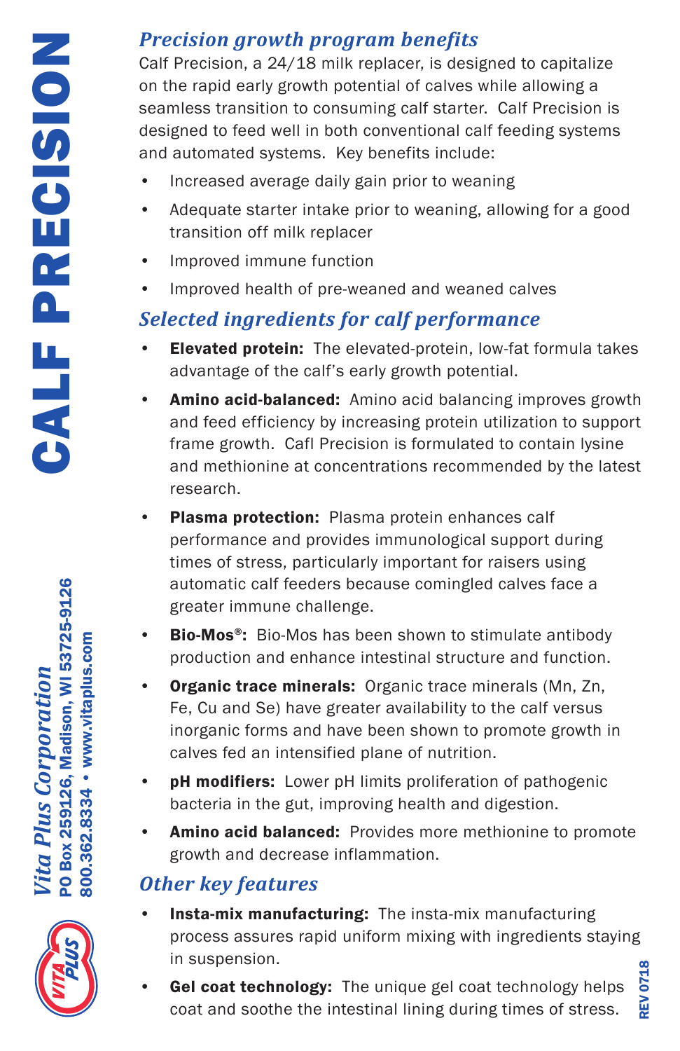# CALF PRECISION

## *Precision growth program benefits*

Calf Precision, a 24/18 milk replacer, is designed to capitalize on the rapid early growth potential of calves while allowing a seamless transition to consuming calf starter. Calf Precision is designed to feed well in both conventional calf feeding systems and automated systems. Key benefits include:

- Increased average daily gain prior to weaning
- Adequate starter intake prior to weaning, allowing for a good transition off milk replacer
- Improved immune function
- Improved health of pre-weaned and weaned calves

## *Selected ingredients for calf performance*

- **Elevated protein:** The elevated-protein, low-fat formula takes advantage of the calf's early growth potential.
- **Amino acid-balanced:** Amino acid balancing improves growth and feed efficiency by increasing protein utilization to support frame growth. Cafl Precision is formulated to contain lysine and methionine at concentrations recommended by the latest research.
- **Plasma protection:** Plasma protein enhances calf performance and provides immunological support during times of stress, particularly important for raisers using automatic calf feeders because comingled calves face a greater immune challenge.
- **Bio-Mos®:** Bio-Mos has been shown to stimulate antibody production and enhance intestinal structure and function.
- **Organic trace minerals:** Organic trace minerals (Mn, Zn, Fe, Cu and Se) have greater availability to the calf versus inorganic forms and have been shown to promote growth in calves fed an intensified plane of nutrition.
- **pH modifiers:** Lower pH limits proliferation of pathogenic bacteria in the gut, improving health and digestion.
- **Amino acid balanced:** Provides more methionine to promote growth and decrease inflammation.

## *Other key features*

- **Insta-mix manufacturing:** The insta-mix manufacturing process assures rapid uniform mixing with ingredients staying in suspension.
- **Gel coat technology:** The unique gel coat technology helps coat and soothe the intestinal lining during times of stress.

*Vita Plus Corporation*
PO Box 259126, Madison, WI 53725-9126
800.362.8334 • www.vitaplus.com

REV 0718